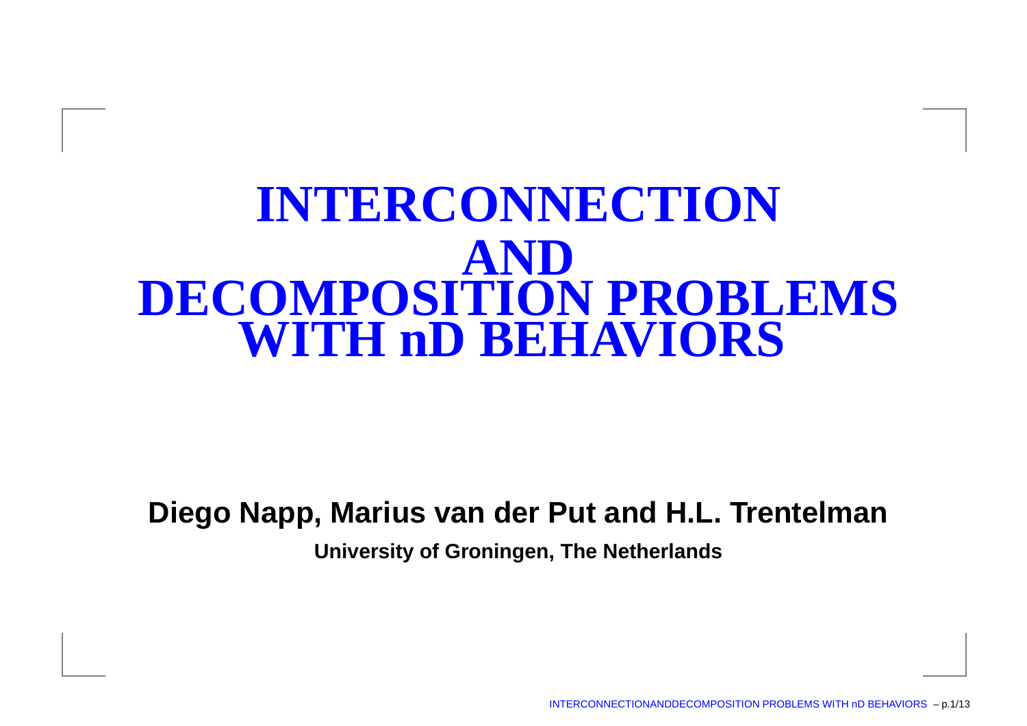# INTERCONNECTION AND DECOMPOSITION PROBLEMS WITH nD BEHAVIORS

**Diego Napp, Marius van der Put and H.L. Trentelman**

**University of Groningen, The Netherlands**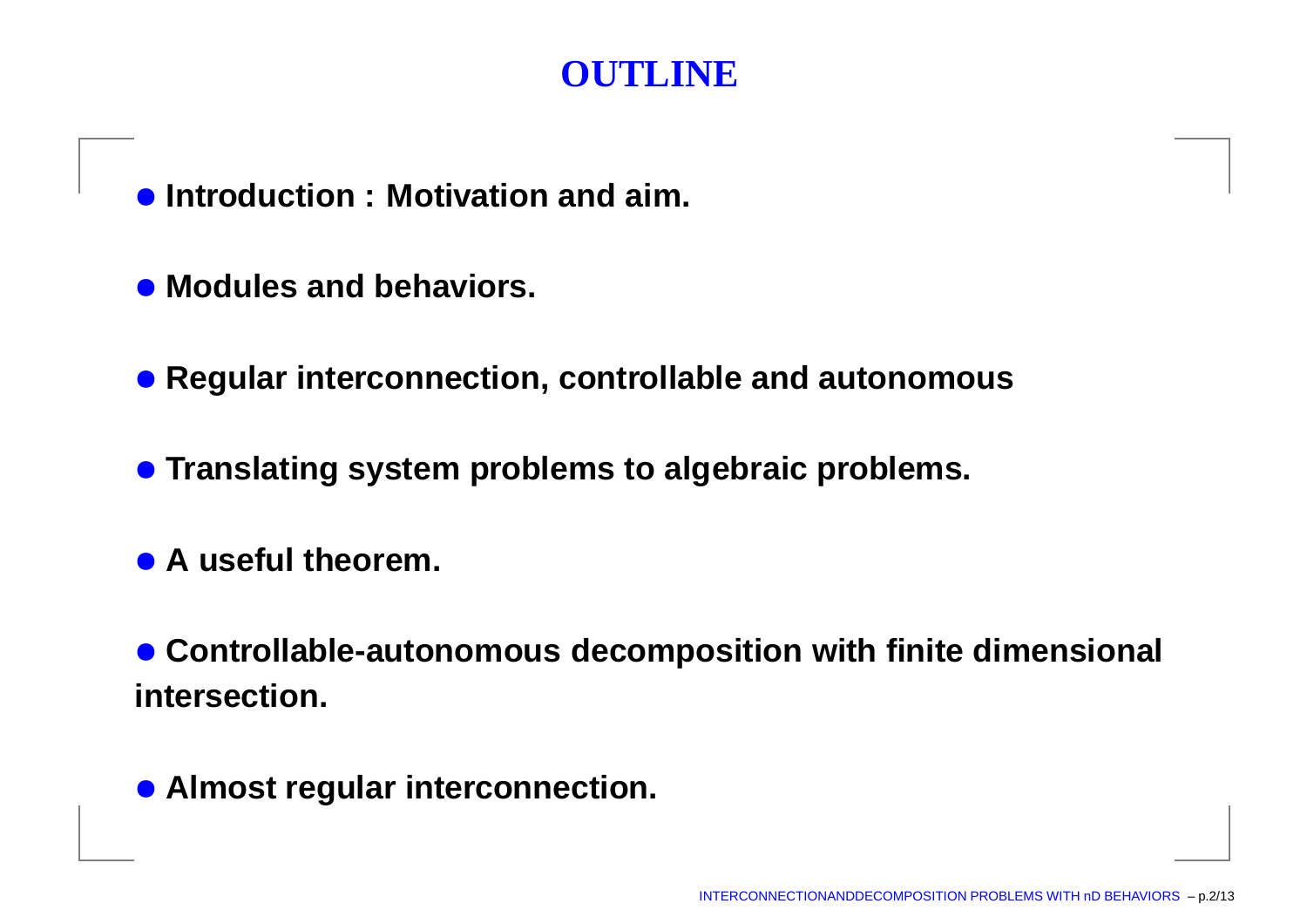# OUTLINE

- **Introduction : Motivation and aim.**
- **Modules and behaviors.**
- **Regular interconnection, controllable and autonomous**
- **Translating system problems to algebraic problems.**
- **A useful theorem.**
- **Controllable-autonomous decomposition with finite dimensional intersection.**
- **Almost regular interconnection.**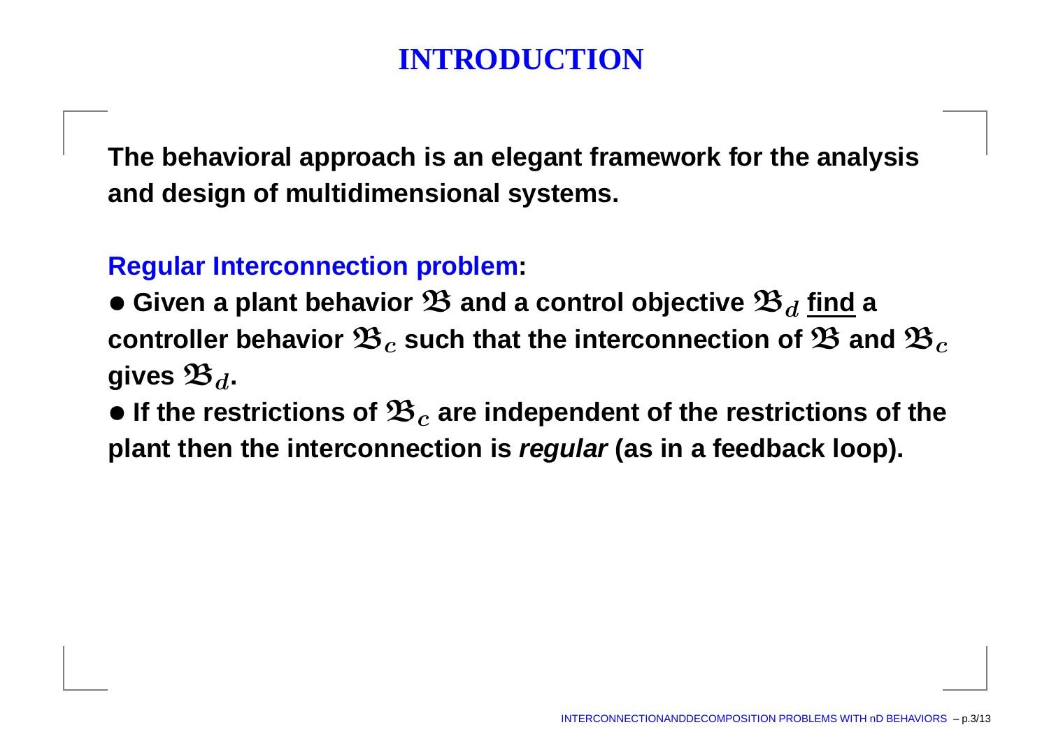# INTRODUCTION

**The behavioral approach is an elegant framework for the analysis and design of multidimensional systems.**

**Regular Interconnection problem:**

- **Given a plant behavior $\mathfrak{B}$ and a control objective $\mathfrak{B}_d$ find a controller behavior $\mathfrak{B}_c$ such that the interconnection of $\mathfrak{B}$ and $\mathfrak{B}_c$ gives $\mathfrak{B}_d$.**
- **If the restrictions of $\mathfrak{B}_c$ are independent of the restrictions of the plant then the interconnection is *regular* (as in a feedback loop).**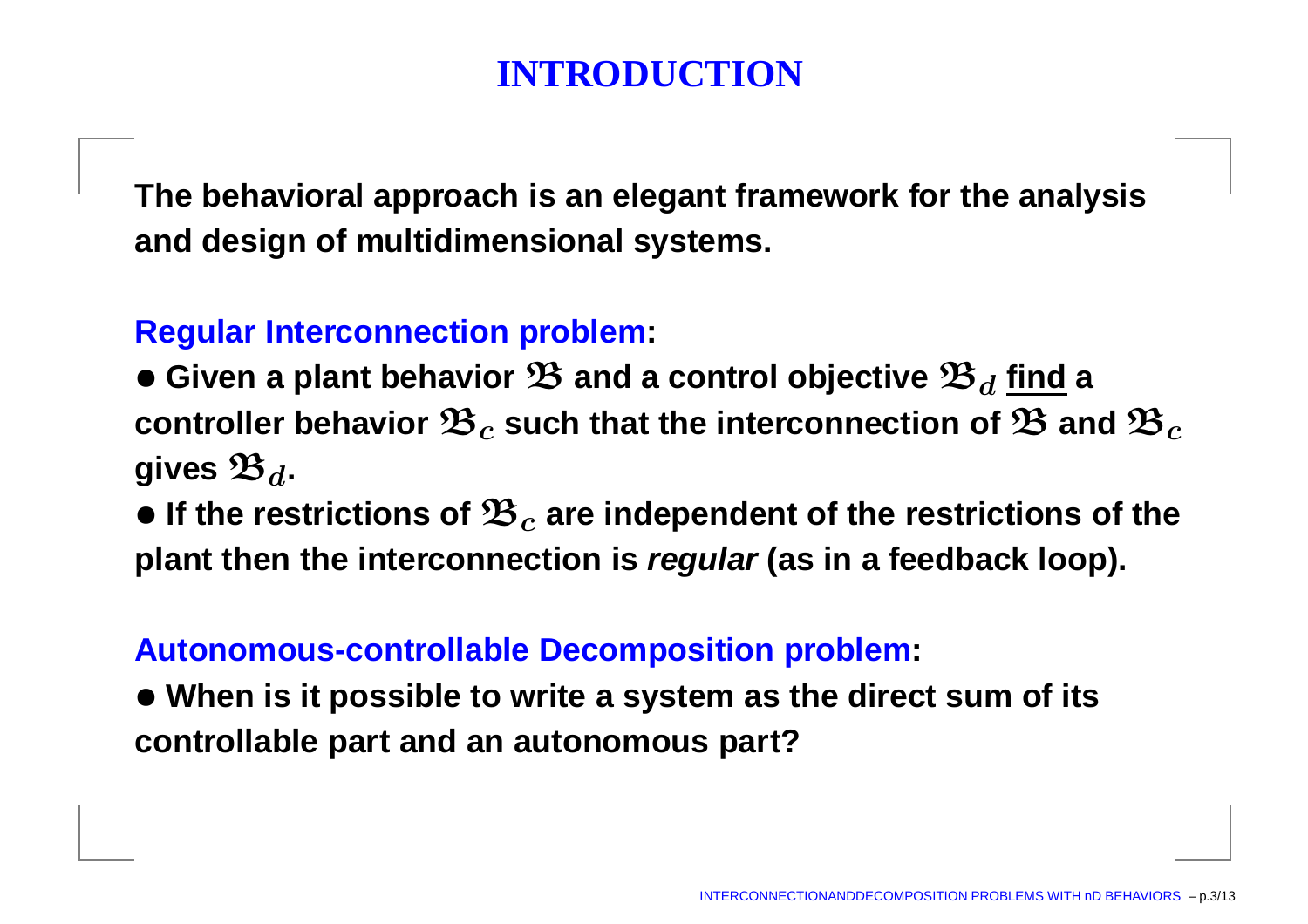# INTRODUCTION

**The behavioral approach is an elegant framework for the analysis and design of multidimensional systems.**

**Regular Interconnection problem:**

- **Given a plant behavior $\mathfrak{B}$ and a control objective $\mathfrak{B}_d$ find a controller behavior $\mathfrak{B}_c$ such that the interconnection of $\mathfrak{B}$ and $\mathfrak{B}_c$ gives $\mathfrak{B}_d$.**
- **If the restrictions of $\mathfrak{B}_c$ are independent of the restrictions of the plant then the interconnection is *regular* (as in a feedback loop).**

**Autonomous-controllable Decomposition problem:**

- **When is it possible to write a system as the direct sum of its controllable part and an autonomous part?**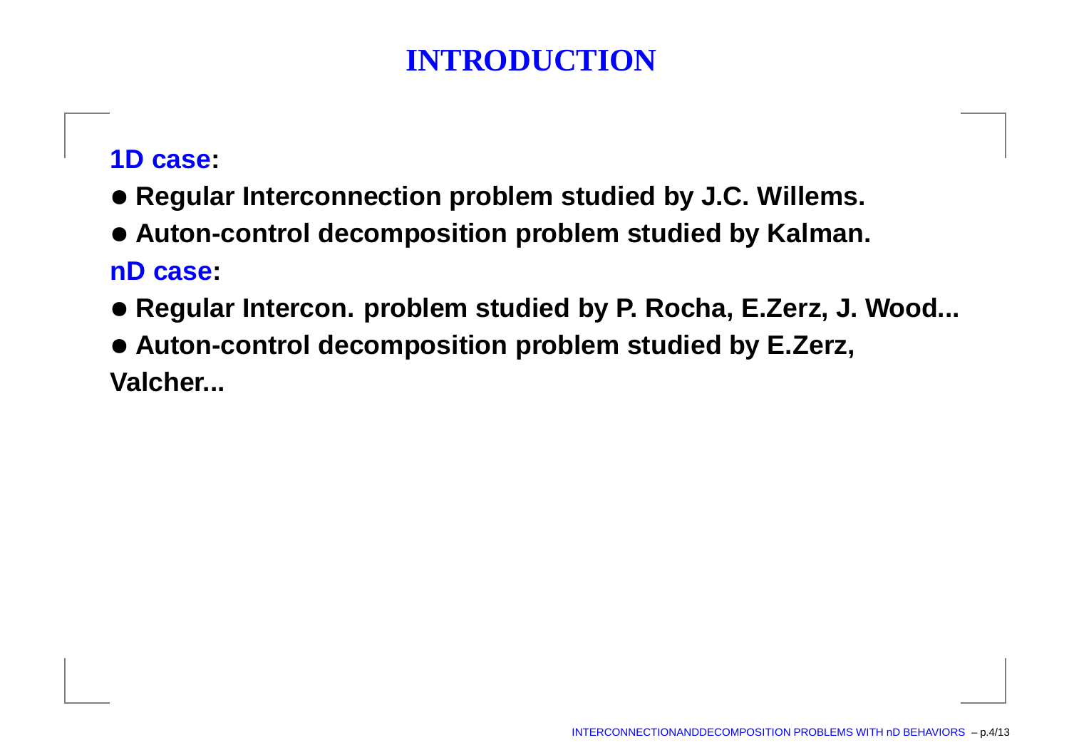# INTRODUCTION

**1D case:**

- **Regular Interconnection problem studied by J.C. Willems.**
- **Auton-control decomposition problem studied by Kalman.**

**nD case:**

- **Regular Intercon. problem studied by P. Rocha, E.Zerz, J. Wood...**
- **Auton-control decomposition problem studied by E.Zerz, Valcher...**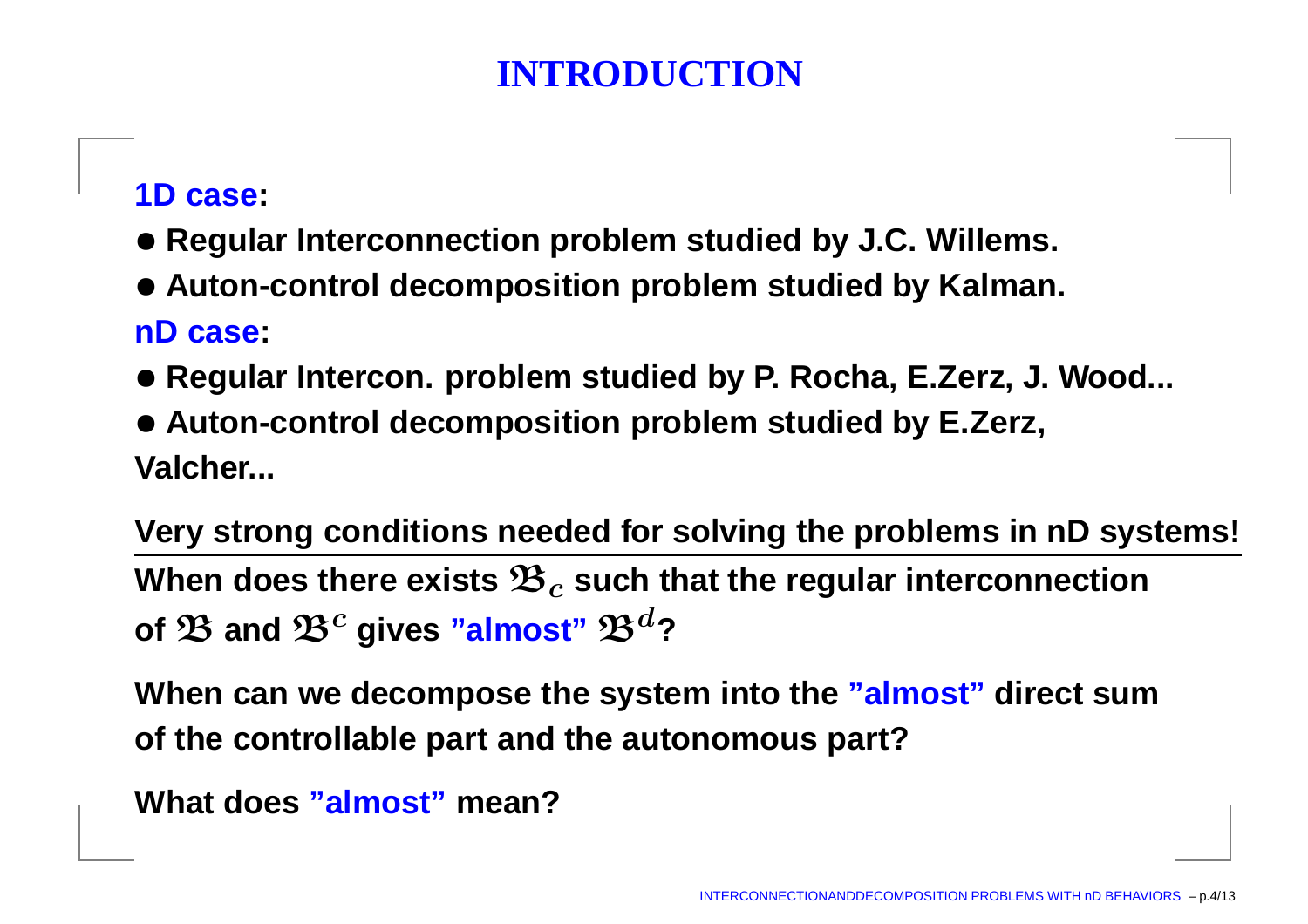# INTRODUCTION

**1D case:**

- **Regular Interconnection problem studied by J.C. Willems.**
- **Auton-control decomposition problem studied by Kalman.**

**nD case:**

- **Regular Intercon. problem studied by P. Rocha, E.Zerz, J. Wood...**
- **Auton-control decomposition problem studied by E.Zerz, Valcher...**

**Very strong conditions needed for solving the problems in nD systems!**

**When does there exists $\mathfrak{B}_c$ such that the regular interconnection of $\mathfrak{B}$ and $\mathfrak{B}^c$ gives "almost" $\mathfrak{B}^d$?**

**When can we decompose the system into the "almost" direct sum of the controllable part and the autonomous part?**

**What does "almost" mean?**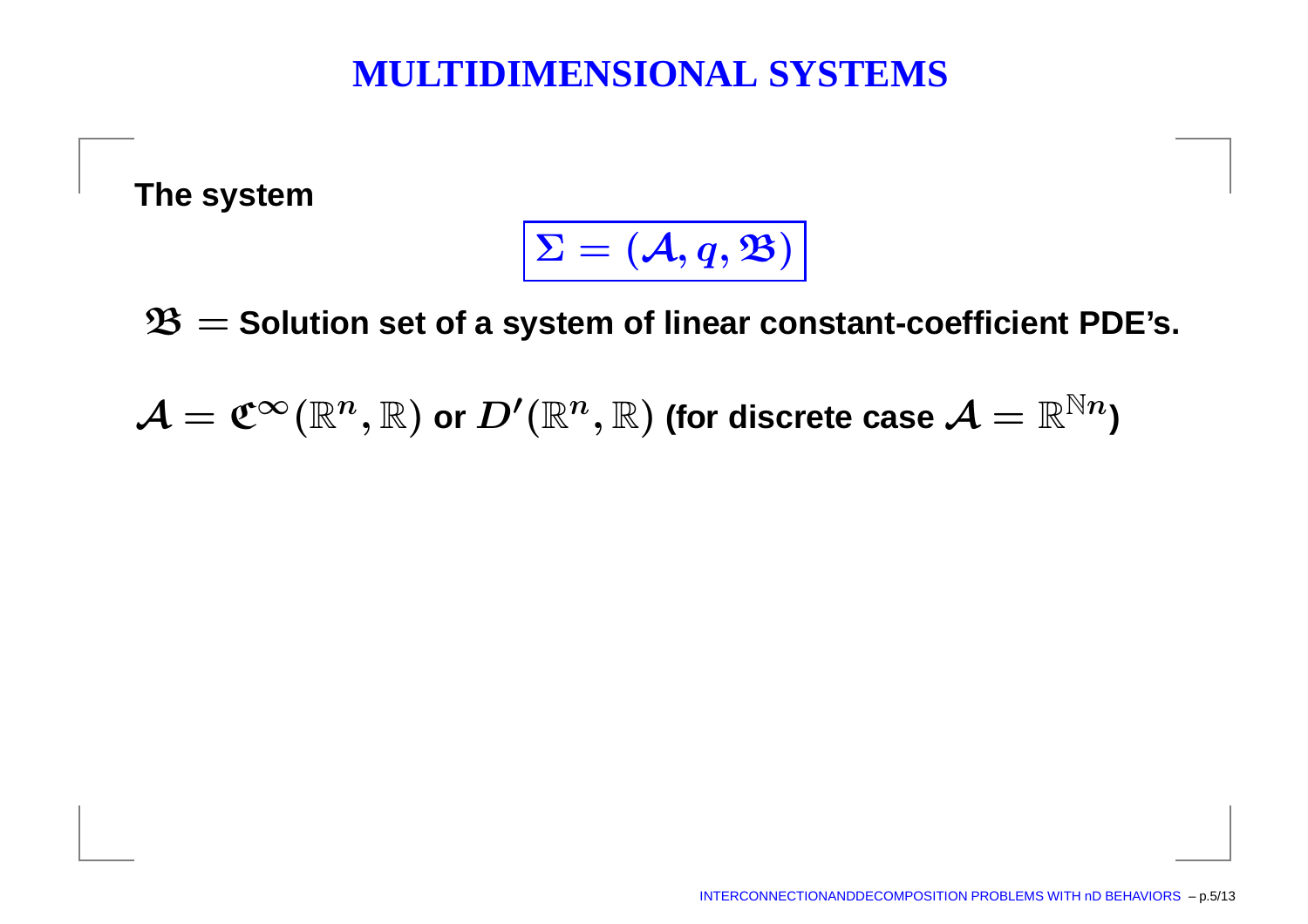# MULTIDIMENSIONAL SYSTEMS

**The system**

$$\boxed{\Sigma = (\mathcal{A}, q, \mathfrak{B})}$$

$\mathfrak{B}$ = **Solution set of a system of linear constant-coefficient PDE's.**

$\mathcal{A} = \mathfrak{C}^{\infty}(\mathbb{R}^n, \mathbb{R})$ **or** $D'(\mathbb{R}^n, \mathbb{R})$ **(for discrete case** $\mathcal{A} = \mathbb{R}^{\mathbb{N}n}$**)**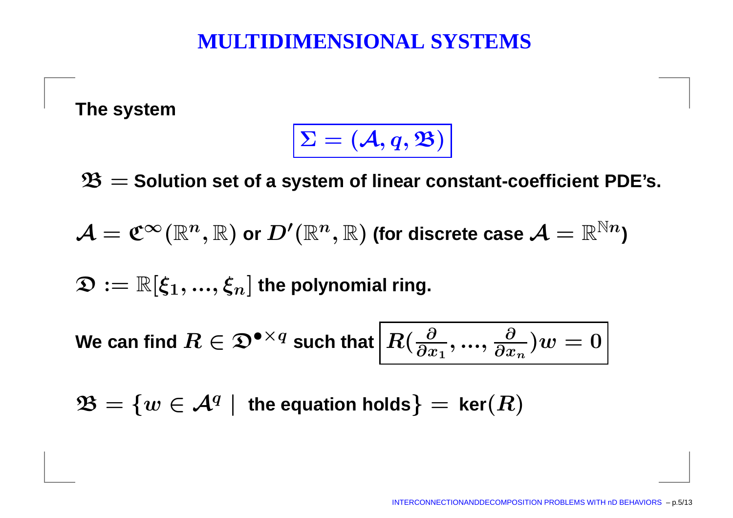# MULTIDIMENSIONAL SYSTEMS

**The system**

$$\boxed{\Sigma = (\mathcal{A}, q, \mathfrak{B})}$$

$\mathfrak{B} =$ **Solution set of a system of linear constant-coefficient PDE's.**

$\mathcal{A} = \mathfrak{C}^\infty(\mathbb{R}^n, \mathbb{R})$ **or** $D'(\mathbb{R}^n, \mathbb{R})$ **(for discrete case** $\mathcal{A} = \mathbb{R}^{\mathbb{N}n}$**)**

$\mathfrak{D} := \mathbb{R}[\xi_1, ..., \xi_n]$ **the polynomial ring.**

**We can find** $R \in \mathfrak{D}^{\bullet \times q}$ **such that** $\boxed{R(\frac{\partial}{\partial x_1}, ..., \frac{\partial}{\partial x_n})w = 0}$

$\mathfrak{B} = \{w \in \mathcal{A}^q \mid$ **the equation holds**$\} =$ **ker**$(R)$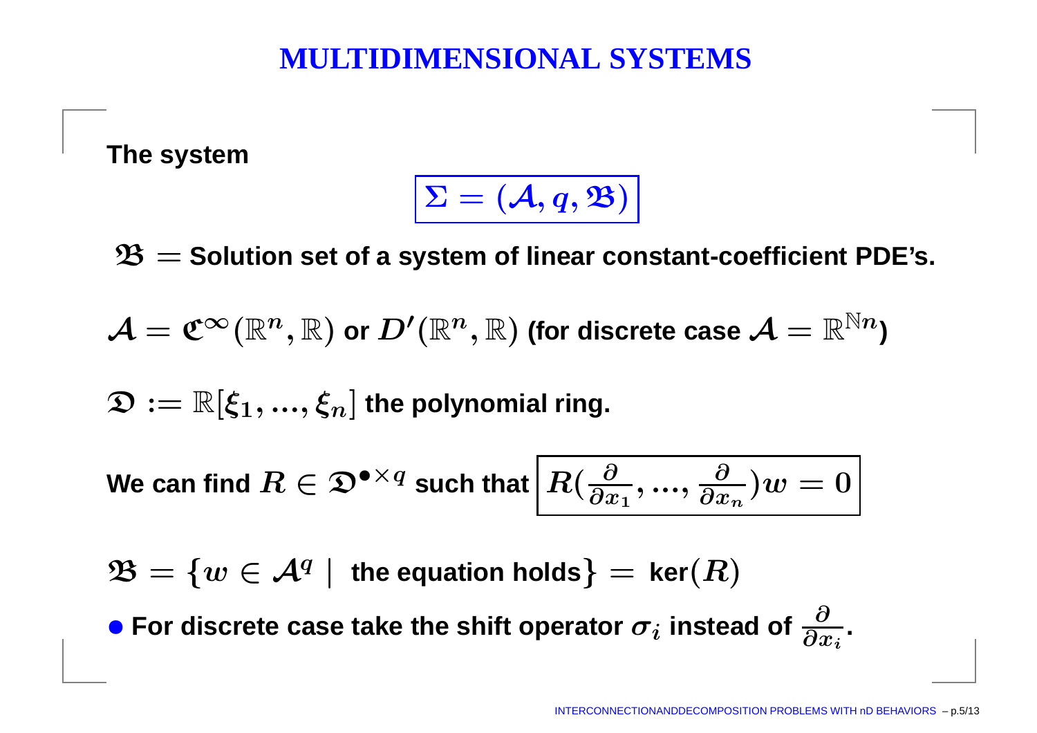# MULTIDIMENSIONAL SYSTEMS

**The system**

$$\boxed{\Sigma = (\mathcal{A}, q, \mathfrak{B})}$$

$\mathfrak{B} =$ **Solution set of a system of linear constant-coefficient PDE's.**

$\mathcal{A} = \mathfrak{C}^{\infty}(\mathbb{R}^n, \mathbb{R})$ **or** $D'(\mathbb{R}^n, \mathbb{R})$ **(for discrete case** $\mathcal{A} = \mathbb{R}^{\mathbb{N}n}$**)**

$\mathfrak{D} := \mathbb{R}[\xi_1, ..., \xi_n]$ **the polynomial ring.**

**We can find** $R \in \mathfrak{D}^{\bullet \times q}$ **such that** $\boxed{R(\frac{\partial}{\partial x_1}, ..., \frac{\partial}{\partial x_n})w = 0}$

$\mathfrak{B} = \{w \in \mathcal{A}^q \mid$ **the equation holds**$\} =$ **ker**$(R)$

- **For discrete case take the shift operator** $\sigma_i$ **instead of** $\frac{\partial}{\partial x_i}$**.**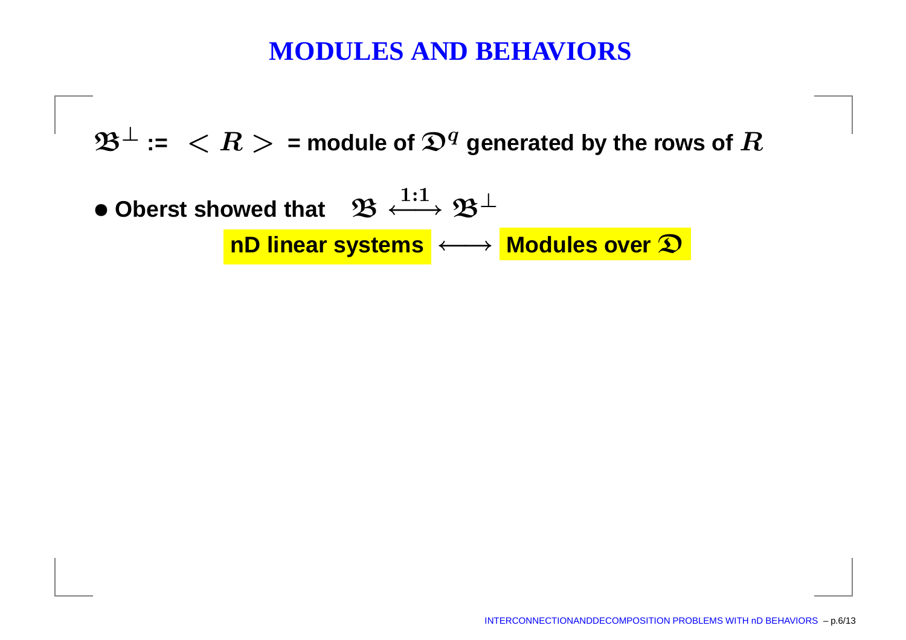# MODULES AND BEHAVIORS

$\mathfrak{B}^\perp$ := $< R >$ = module of $\mathfrak{D}^q$ generated by the rows of $R$

- **Oberst showed that** $\mathfrak{B} \xleftrightarrow{1:1} \mathfrak{B}^\perp$

  **nD linear systems** $\longleftrightarrow$ **Modules over** $\mathfrak{D}$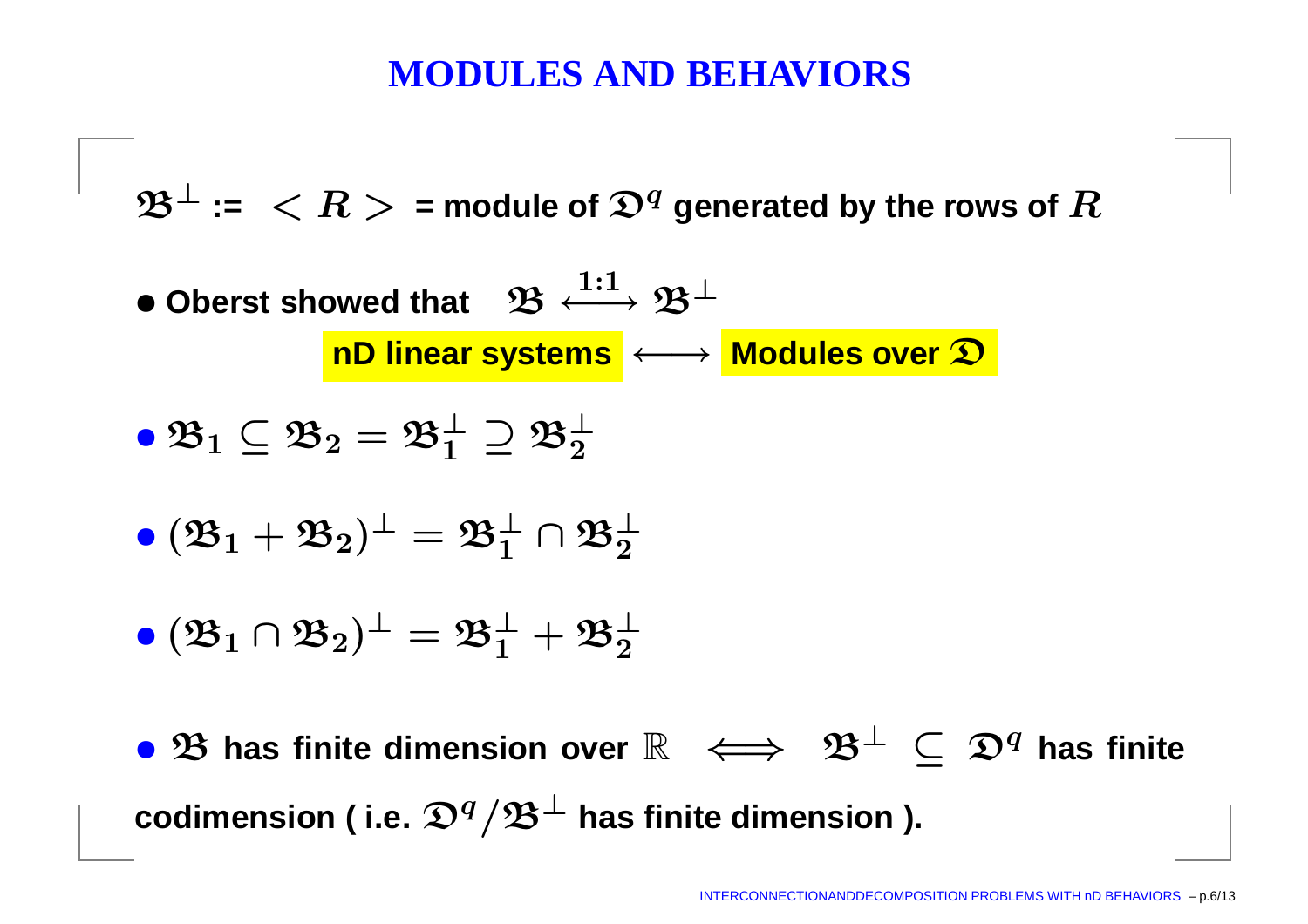# MODULES AND BEHAVIORS

$\mathfrak{B}^{\perp}$ := $< R >$ = **module of $\mathfrak{D}^q$ generated by the rows of $R$**

- **Oberst showed that** $\mathfrak{B} \overset{\mathbf{1:1}}{\longleftrightarrow} \mathfrak{B}^{\perp}$

  **nD linear systems** $\longleftrightarrow$ **Modules over $\mathfrak{D}$**

- $\mathfrak{B}_1 \subseteq \mathfrak{B}_2 = \mathfrak{B}_1^{\perp} \supseteq \mathfrak{B}_2^{\perp}$

- $(\mathfrak{B}_1 + \mathfrak{B}_2)^{\perp} = \mathfrak{B}_1^{\perp} \cap \mathfrak{B}_2^{\perp}$

- $(\mathfrak{B}_1 \cap \mathfrak{B}_2)^{\perp} = \mathfrak{B}_1^{\perp} + \mathfrak{B}_2^{\perp}$

- $\mathfrak{B}$ **has finite dimension over** $\mathbb{R}$ $\iff$ $\mathfrak{B}^{\perp} \subseteq \mathfrak{D}^q$ **has finite codimension ( i.e.** $\mathfrak{D}^q / \mathfrak{B}^{\perp}$ **has finite dimension ).**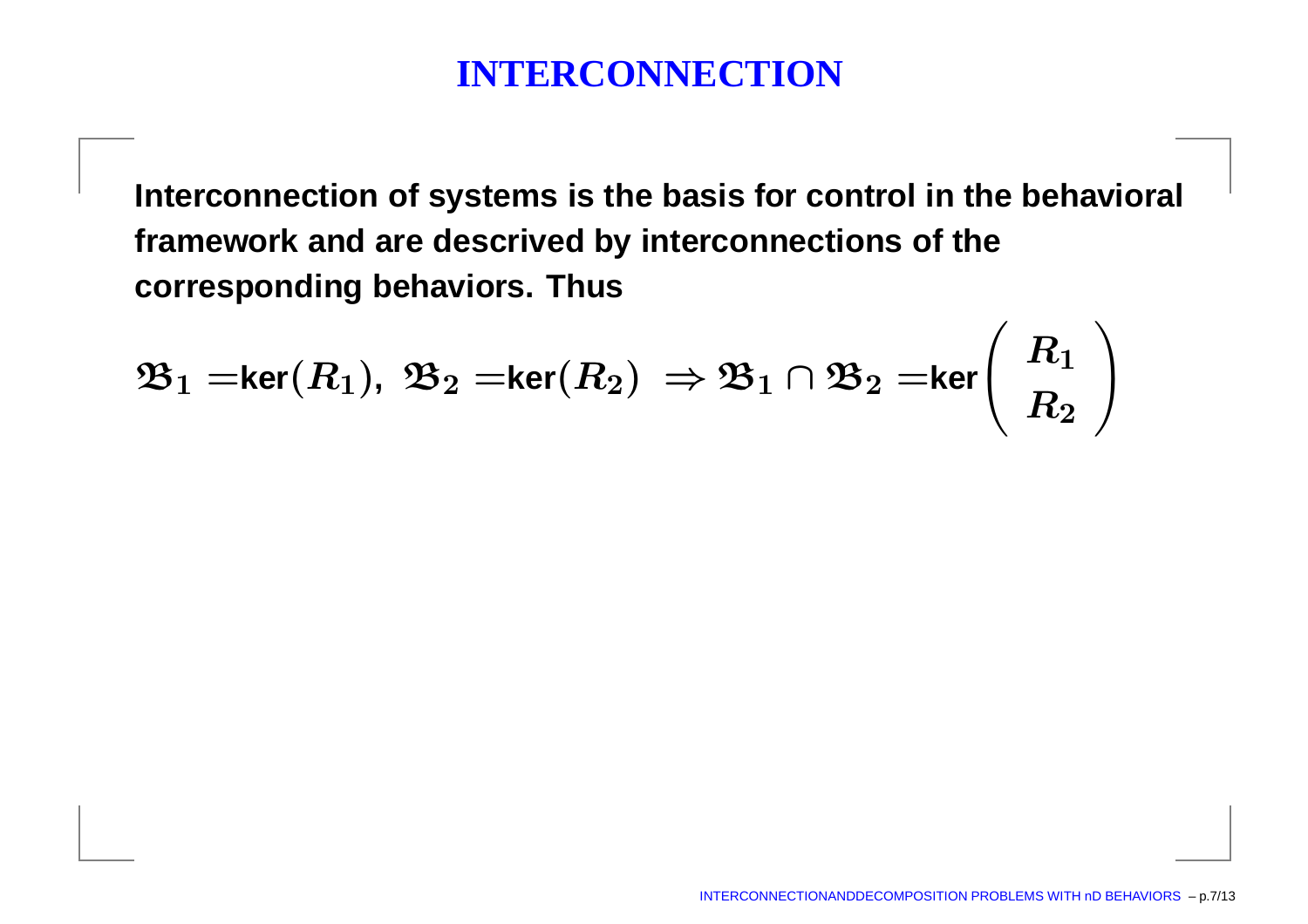# INTERCONNECTION

**Interconnection of systems is the basis for control in the behavioral framework and are descrived by interconnections of the corresponding behaviors. Thus**

$$\mathfrak{B}_1 = \text{ker}(R_1),\ \mathfrak{B}_2 = \text{ker}(R_2)\ \Rightarrow \mathfrak{B}_1 \cap \mathfrak{B}_2 = \text{ker}\begin{pmatrix} R_1 \\ R_2 \end{pmatrix}$$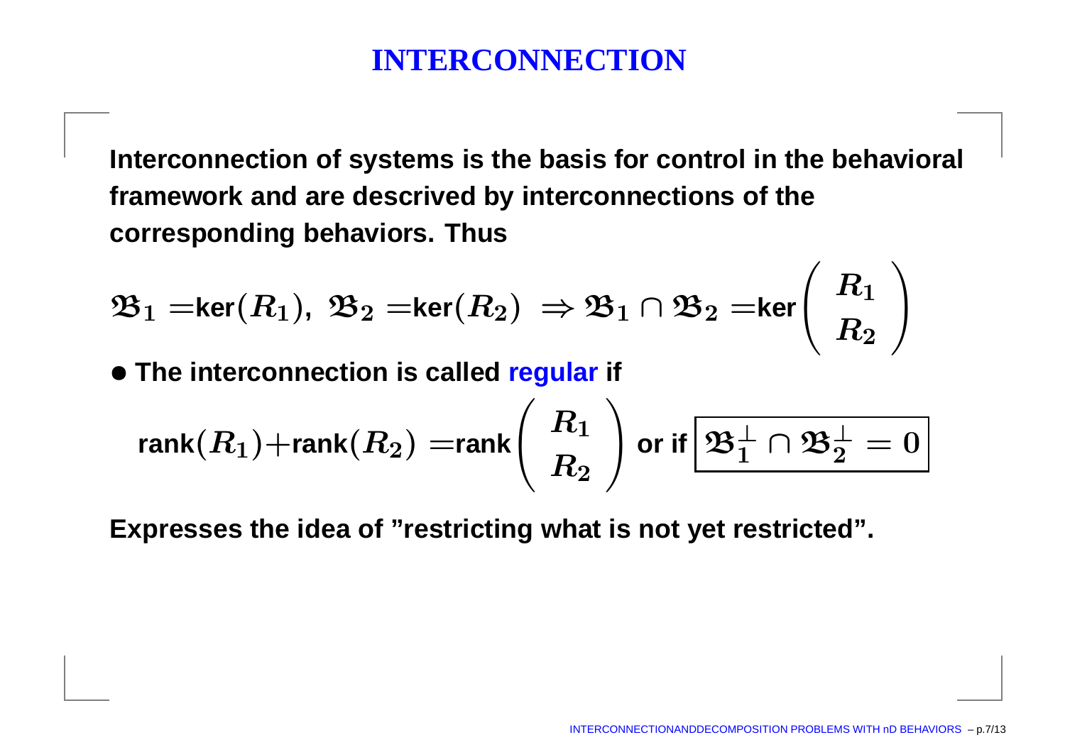# INTERCONNECTION

Interconnection of systems is the basis for control in the behavioral framework and are descrived by interconnections of the corresponding behaviors. Thus

$$\mathfrak{B}_1 = \text{ker}(R_1),\ \mathfrak{B}_2 = \text{ker}(R_2)\ \Rightarrow \mathfrak{B}_1 \cap \mathfrak{B}_2 = \text{ker}\begin{pmatrix} R_1 \\ R_2 \end{pmatrix}$$

- The interconnection is called regular if

$$\text{rank}(R_1) + \text{rank}(R_2) = \text{rank}\begin{pmatrix} R_1 \\ R_2 \end{pmatrix} \text{ or if } \boxed{\mathfrak{B}_1^{\perp} \cap \mathfrak{B}_2^{\perp} = 0}$$

Expresses the idea of "restricting what is not yet restricted".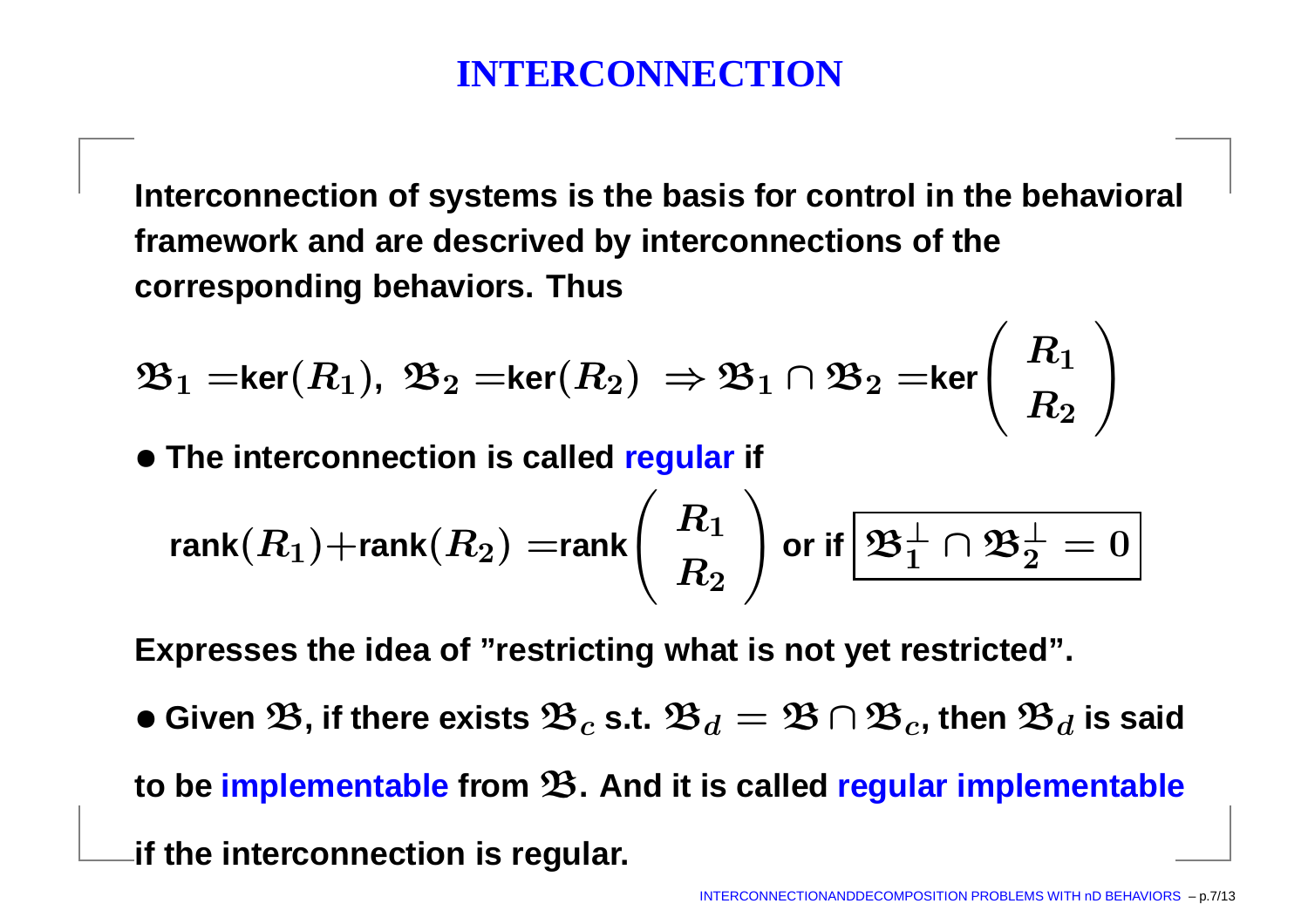# INTERCONNECTION

Interconnection of systems is the basis for control in the behavioral framework and are descrived by interconnections of the corresponding behaviors. Thus

$$\mathfrak{B}_1 = \text{ker}(R_1),\ \mathfrak{B}_2 = \text{ker}(R_2)\ \Rightarrow \mathfrak{B}_1 \cap \mathfrak{B}_2 = \text{ker}\begin{pmatrix} R_1 \\ R_2 \end{pmatrix}$$

- The interconnection is called **regular** if

$$\text{rank}(R_1) + \text{rank}(R_2) = \text{rank}\begin{pmatrix} R_1 \\ R_2 \end{pmatrix} \text{ or if } \boxed{\mathfrak{B}_1^{\perp} \cap \mathfrak{B}_2^{\perp} = 0}$$

Expresses the idea of "restricting what is not yet restricted".

- Given $\mathfrak{B}$, if there exists $\mathfrak{B}_c$ s.t. $\mathfrak{B}_d = \mathfrak{B} \cap \mathfrak{B}_c$, then $\mathfrak{B}_d$ is said to be **implementable** from $\mathfrak{B}$. And it is called **regular implementable** if the interconnection is regular.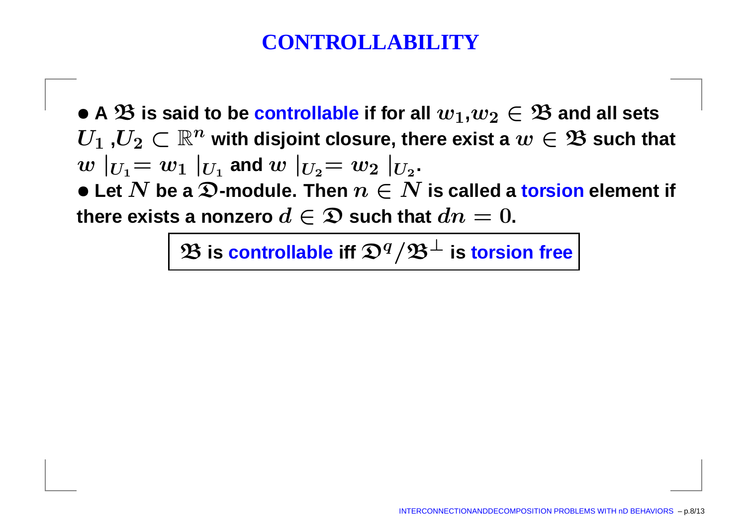# CONTROLLABILITY

- A $\mathfrak{B}$ is said to be controllable if for all $w_1$,$w_2 \in \mathfrak{B}$ and all sets $U_1$ ,$U_2 \subset \mathbb{R}^n$ with disjoint closure, there exist a $w \in \mathfrak{B}$ such that $w \mid_{U_1} = w_1 \mid_{U_1}$ and $w \mid_{U_2} = w_2 \mid_{U_2}$.
- Let $N$ be a $\mathfrak{D}$-module. Then $n \in N$ is called a torsion element if there exists a nonzero $d \in \mathfrak{D}$ such that $dn = 0$.

**$\mathfrak{B}$ is controllable iff $\mathfrak{D}^q/\mathfrak{B}^\perp$ is torsion free**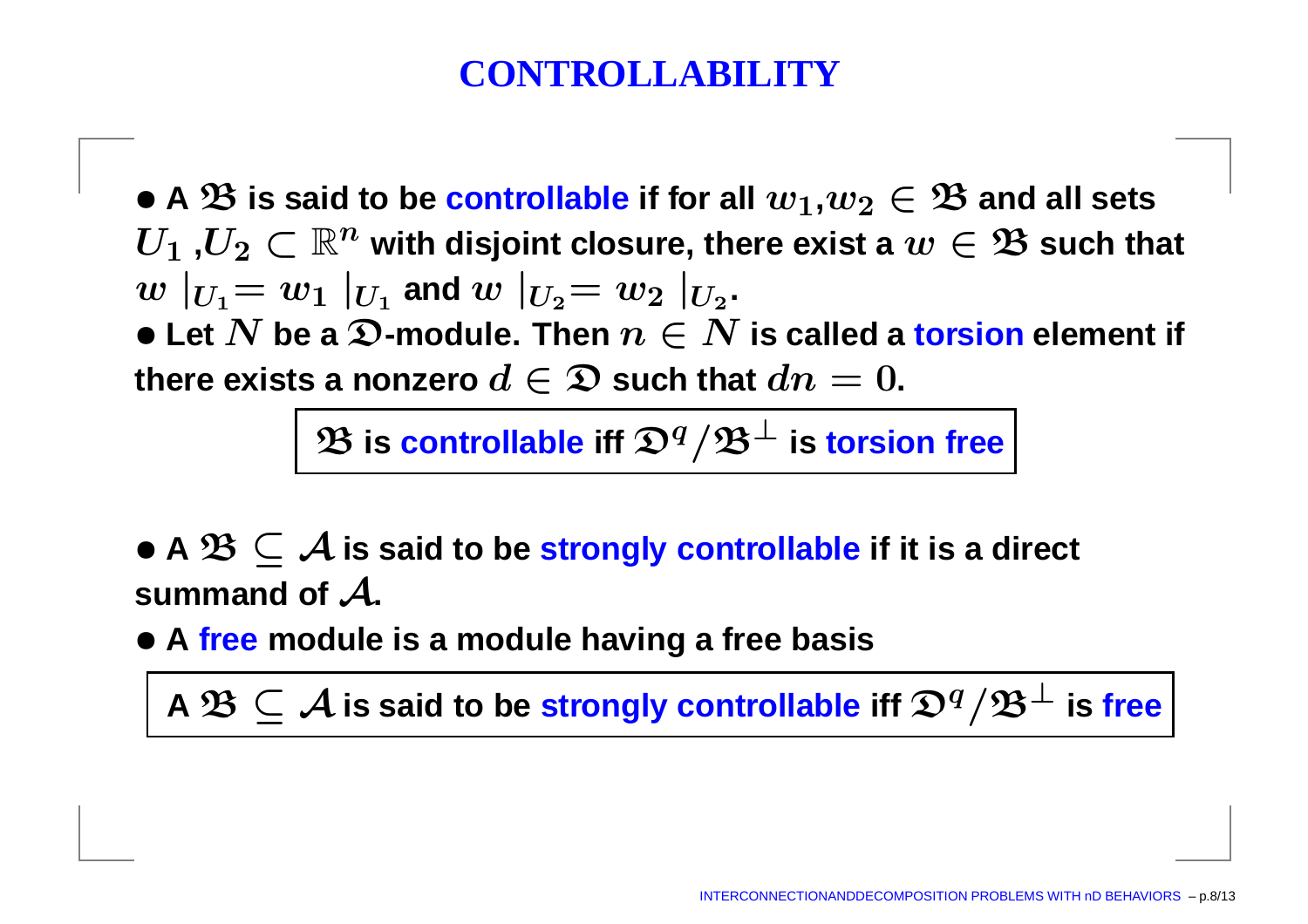# CONTROLLABILITY

- A $\mathfrak{B}$ is said to be controllable if for all $w_1, w_2 \in \mathfrak{B}$ and all sets $U_1, U_2 \subset \mathbb{R}^n$ with disjoint closure, there exist a $w \in \mathfrak{B}$ such that $w \mid_{U_1} = w_1 \mid_{U_1}$ and $w \mid_{U_2} = w_2 \mid_{U_2}$.
- Let $N$ be a $\mathfrak{D}$-module. Then $n \in N$ is called a torsion element if there exists a nonzero $d \in \mathfrak{D}$ such that $dn = 0$.

**$\mathfrak{B}$ is controllable iff $\mathfrak{D}^q / \mathfrak{B}^\perp$ is torsion free**

- A $\mathfrak{B} \subseteq \mathcal{A}$ is said to be strongly controllable if it is a direct summand of $\mathcal{A}$.
- A free module is a module having a free basis

**A $\mathfrak{B} \subseteq \mathcal{A}$ is said to be strongly controllable iff $\mathfrak{D}^q / \mathfrak{B}^\perp$ is free**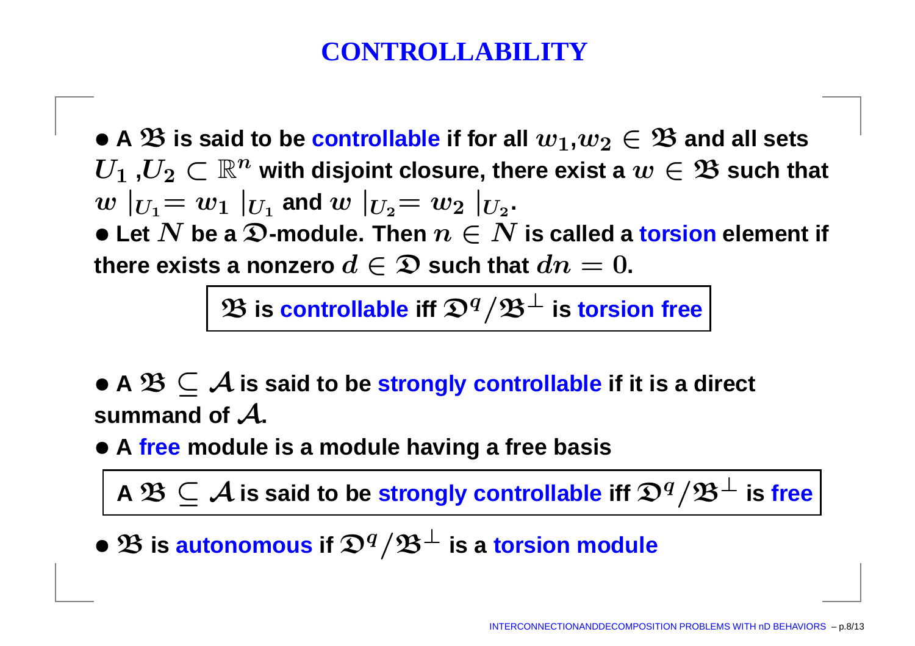# CONTROLLABILITY

- A $\mathfrak{B}$ is said to be controllable if for all $w_1, w_2 \in \mathfrak{B}$ and all sets $U_1, U_2 \subset \mathbb{R}^n$ with disjoint closure, there exist a $w \in \mathfrak{B}$ such that $w\mid_{U_1} = w_1\mid_{U_1}$ and $w\mid_{U_2} = w_2\mid_{U_2}$.
- Let $N$ be a $\mathfrak{D}$-module. Then $n \in N$ is called a torsion element if there exists a nonzero $d \in \mathfrak{D}$ such that $dn = 0$.

**$\mathfrak{B}$ is controllable iff $\mathfrak{D}^q / \mathfrak{B}^\perp$ is torsion free**

- A $\mathfrak{B} \subseteq \mathcal{A}$ is said to be strongly controllable if it is a direct summand of $\mathcal{A}$.
- A free module is a module having a free basis

**A $\mathfrak{B} \subseteq \mathcal{A}$ is said to be strongly controllable iff $\mathfrak{D}^q / \mathfrak{B}^\perp$ is free**

- $\mathfrak{B}$ is autonomous if $\mathfrak{D}^q / \mathfrak{B}^\perp$ is a torsion module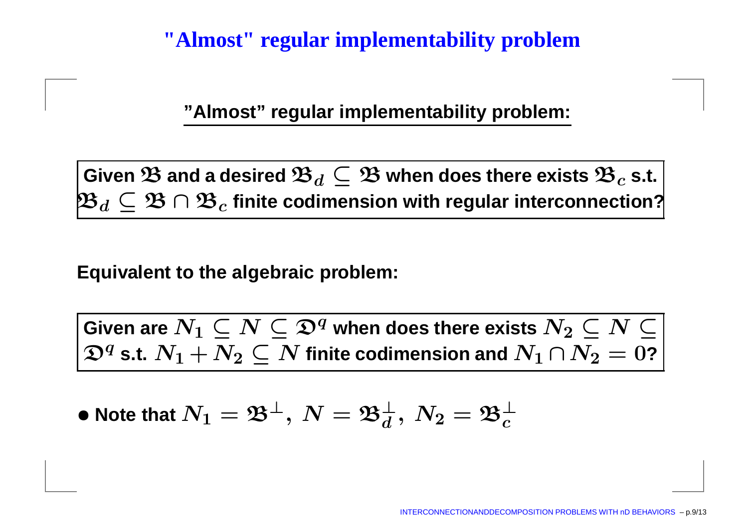# "Almost" regular implementability problem

**"Almost" regular implementability problem:**

**Given $\mathfrak{B}$ and a desired $\mathfrak{B}_d \subseteq \mathfrak{B}$ when does there exists $\mathfrak{B}_c$ s.t. $\mathfrak{B}_d \subseteq \mathfrak{B} \cap \mathfrak{B}_c$ finite codimension with regular interconnection?**

**Equivalent to the algebraic problem:**

**Given are $N_1 \subseteq N \subseteq \mathfrak{D}^q$ when does there exists $N_2 \subseteq N \subseteq \mathfrak{D}^q$ s.t. $N_1 + N_2 \subseteq N$ finite codimension and $N_1 \cap N_2 = 0$?**

- **Note that $N_1 = \mathfrak{B}^\perp,\ N = \mathfrak{B}_d^\perp,\ N_2 = \mathfrak{B}_c^\perp$**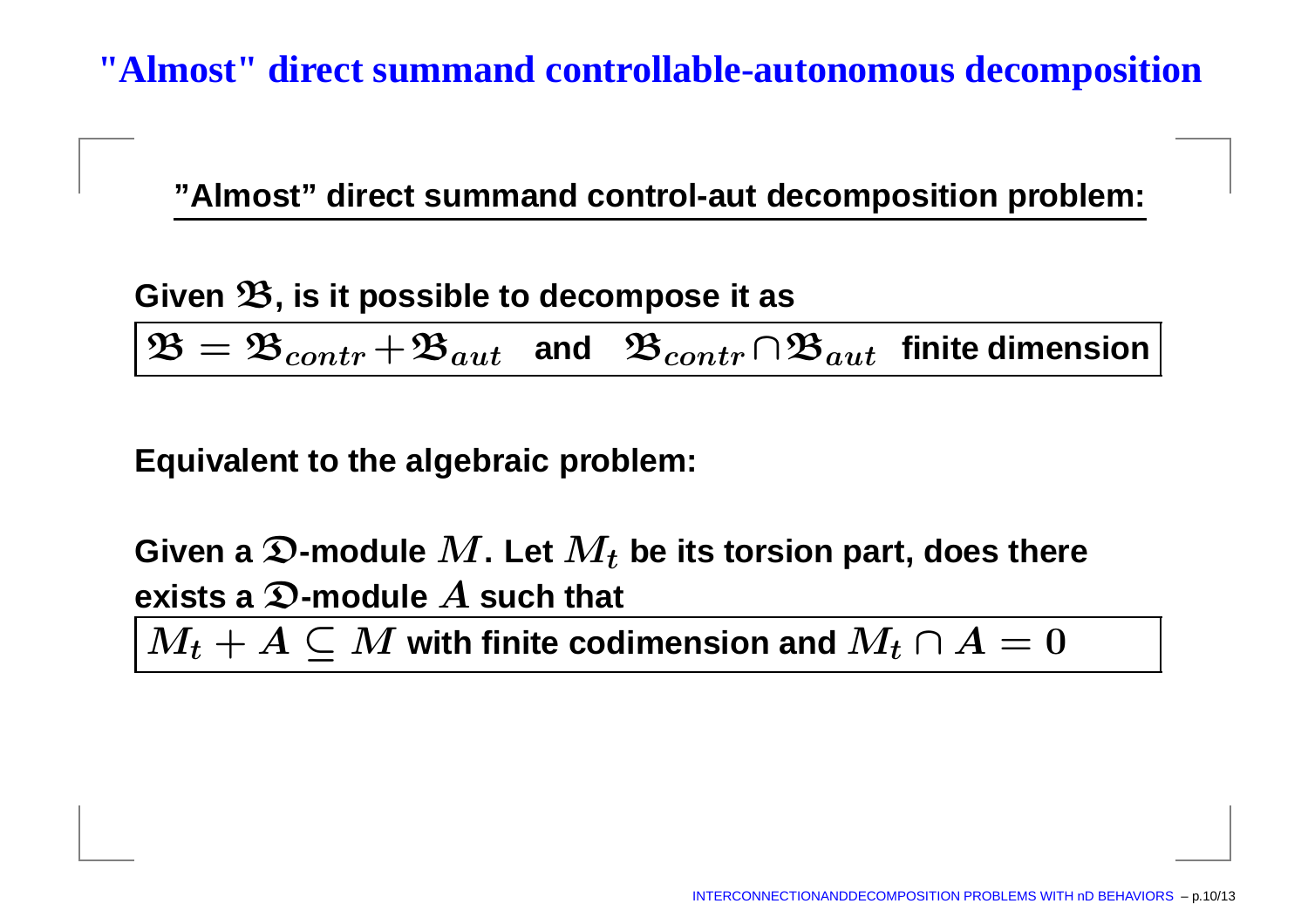# "Almost" direct summand controllable-autonomous decomposition

**"Almost" direct summand control-aut decomposition problem:**

**Given $\mathfrak{B}$, is it possible to decompose it as**

$$\mathfrak{B} = \mathfrak{B}_{contr} + \mathfrak{B}_{aut} \quad \text{and} \quad \mathfrak{B}_{contr} \cap \mathfrak{B}_{aut} \ \text{finite dimension}$$

**Equivalent to the algebraic problem:**

**Given a $\mathfrak{D}$-module $M$. Let $M_t$ be its torsion part, does there exists a $\mathfrak{D}$-module $A$ such that**

$$M_t + A \subseteq M \ \text{with finite codimension and} \ M_t \cap A = 0$$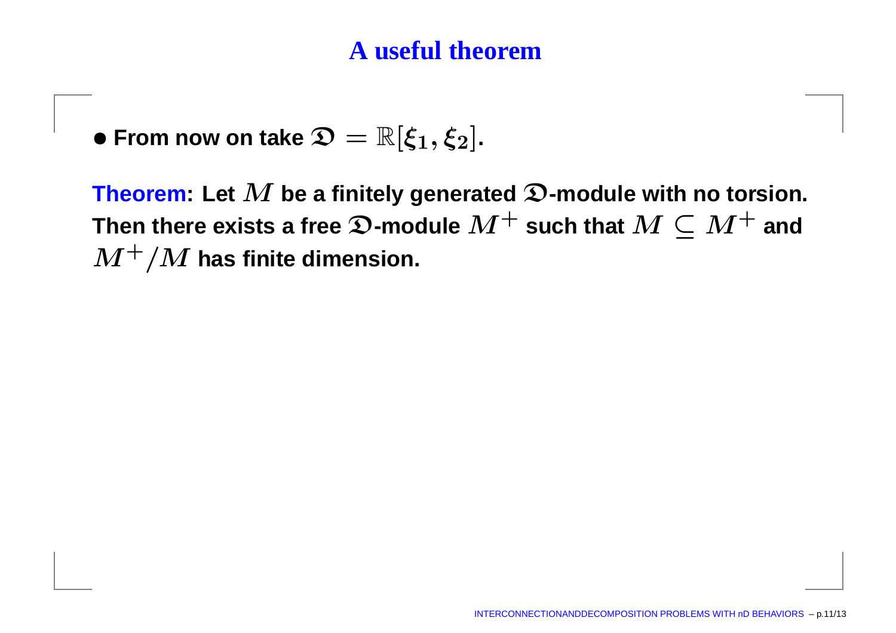# A useful theorem

- From now on take $\mathfrak{D} = \mathbb{R}[\xi_1, \xi_2]$.

**Theorem**: Let $M$ be a finitely generated $\mathfrak{D}$-module with no torsion. Then there exists a free $\mathfrak{D}$-module $M^+$ such that $M \subseteq M^+$ and $M^+/M$ has finite dimension.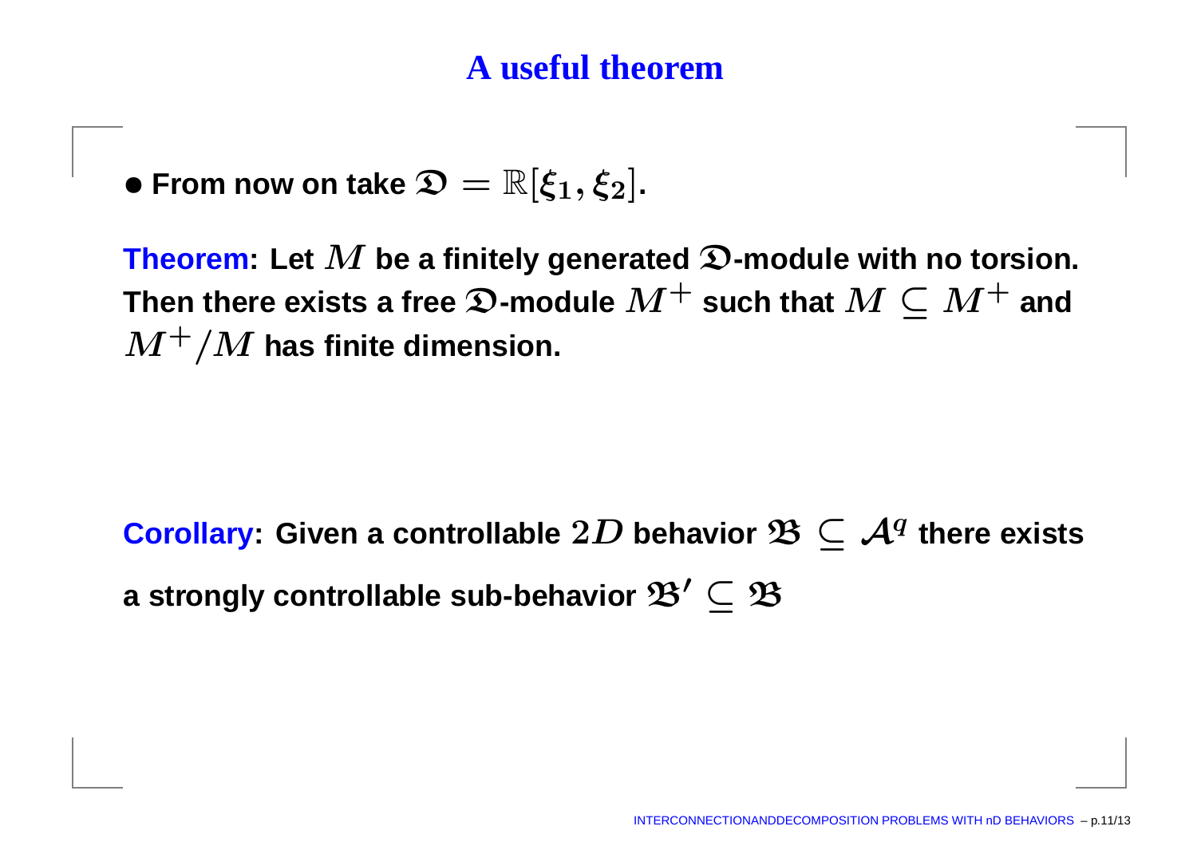# A useful theorem

- **From now on take $\mathfrak{D} = \mathbb{R}[\xi_1, \xi_2]$.**

**Theorem: Let $M$ be a finitely generated $\mathfrak{D}$-module with no torsion. Then there exists a free $\mathfrak{D}$-module $M^+$ such that $M \subseteq M^+$ and $M^+/M$ has finite dimension.**

**Corollary: Given a controllable $2D$ behavior $\mathfrak{B} \subseteq \mathcal{A}^q$ there exists a strongly controllable sub-behavior $\mathfrak{B}' \subseteq \mathfrak{B}$**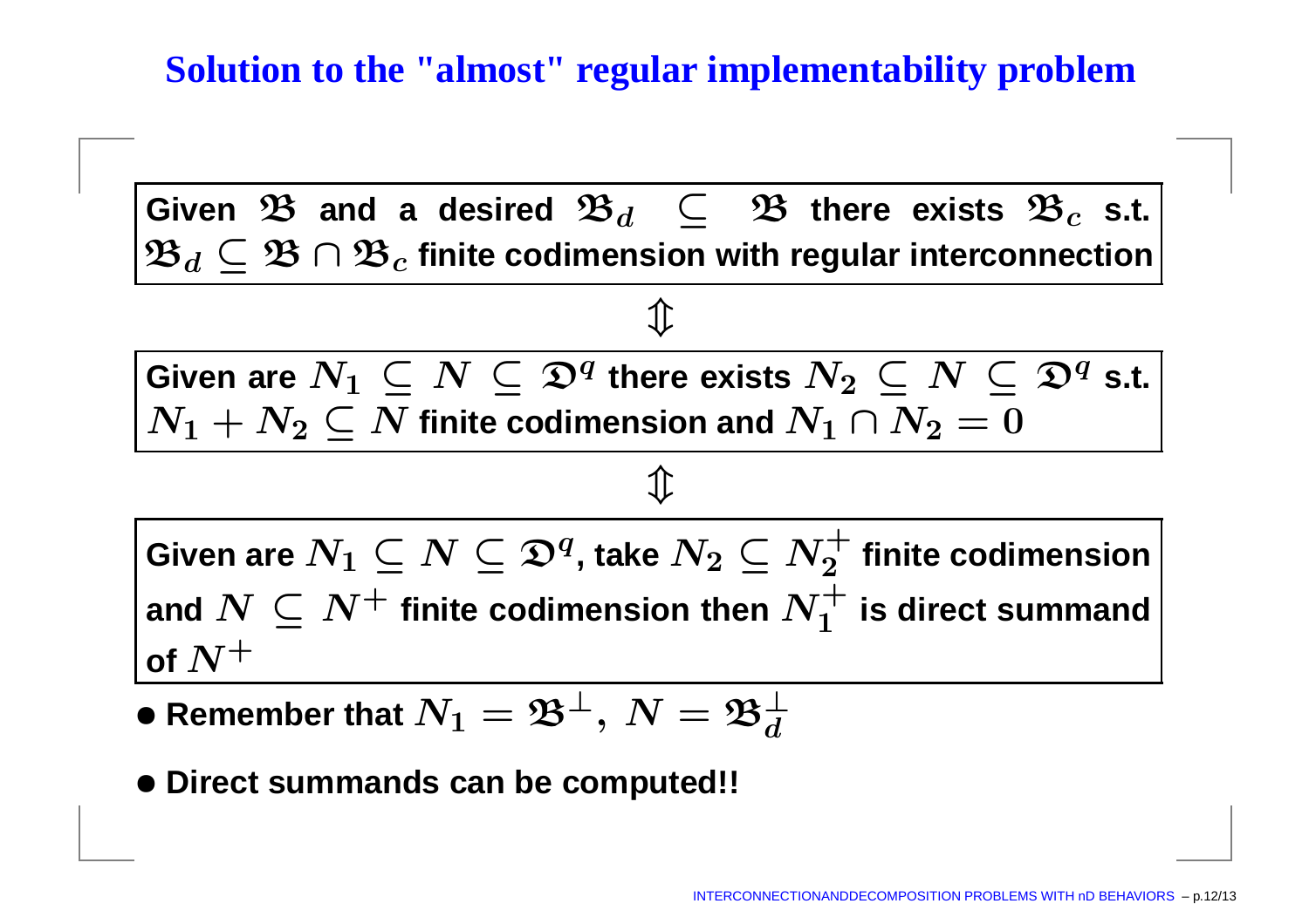# Solution to the "almost" regular implementability problem

**Given $\mathfrak{B}$ and a desired $\mathfrak{B}_d \subseteq \mathfrak{B}$ there exists $\mathfrak{B}_c$ s.t. $\mathfrak{B}_d \subseteq \mathfrak{B} \cap \mathfrak{B}_c$ finite codimension with regular interconnection**

$$\Updownarrow$$

**Given are $N_1 \subseteq N \subseteq \mathfrak{D}^q$ there exists $N_2 \subseteq N \subseteq \mathfrak{D}^q$ s.t. $N_1 + N_2 \subseteq N$ finite codimension and $N_1 \cap N_2 = 0$**

$$\Updownarrow$$

**Given are $N_1 \subseteq N \subseteq \mathfrak{D}^q$, take $N_2 \subseteq N_2^+$ finite codimension and $N \subseteq N^+$ finite codimension then $N_1^+$ is direct summand of $N^+$**

- **Remember that $N_1 = \mathfrak{B}^\perp, \ N = \mathfrak{B}_d^\perp$**
- **Direct summands can be computed!!**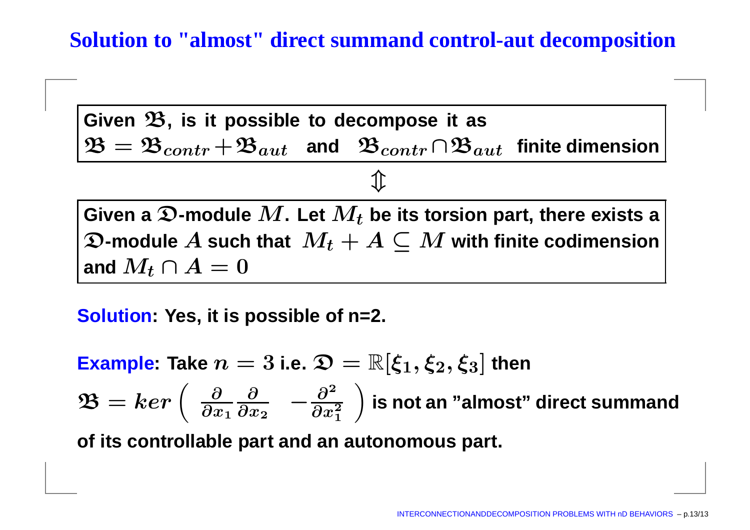# Solution to "almost" direct summand control-aut decomposition

**Given $\mathfrak{B}$, is it possible to decompose it as**
**$\mathfrak{B} = \mathfrak{B}_{contr} + \mathfrak{B}_{aut}$ and $\mathfrak{B}_{contr} \cap \mathfrak{B}_{aut}$ finite dimension**

$$\Updownarrow$$

**Given a $\mathfrak{D}$-module $M$. Let $M_t$ be its torsion part, there exists a $\mathfrak{D}$-module $A$ such that $M_t + A \subseteq M$ with finite codimension and $M_t \cap A = 0$**

**Solution: Yes, it is possible of n=2.**

**Example: Take $n = 3$ i.e. $\mathfrak{D} = \mathbb{R}[\xi_1, \xi_2, \xi_3]$ then**

$$\mathfrak{B} = ker \begin{pmatrix} \frac{\partial}{\partial x_1}\frac{\partial}{\partial x_2} & -\frac{\partial^2}{\partial x_1^2} \end{pmatrix}$$ **is not an "almost" direct summand of its controllable part and an autonomous part.**